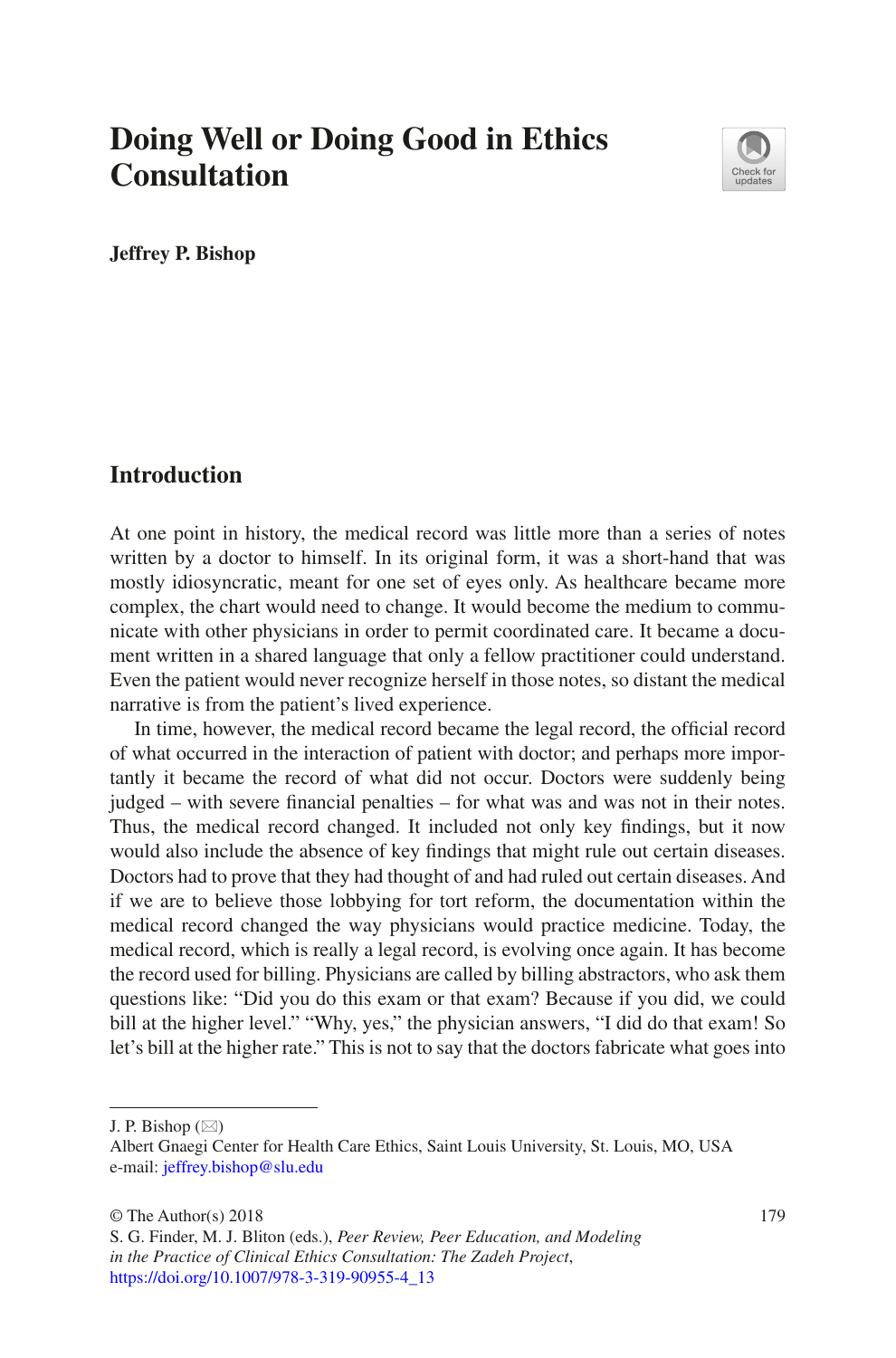# Doing Well or Doing Good in Ethics Consultation

**Jeffrey P. Bishop**

## Introduction

At one point in history, the medical record was little more than a series of notes written by a doctor to himself. In its original form, it was a short-hand that was mostly idiosyncratic, meant for one set of eyes only. As healthcare became more complex, the chart would need to change. It would become the medium to communicate with other physicians in order to permit coordinated care. It became a document written in a shared language that only a fellow practitioner could understand. Even the patient would never recognize herself in those notes, so distant the medical narrative is from the patient's lived experience.

In time, however, the medical record became the legal record, the official record of what occurred in the interaction of patient with doctor; and perhaps more importantly it became the record of what did not occur. Doctors were suddenly being judged – with severe financial penalties – for what was and was not in their notes. Thus, the medical record changed. It included not only key findings, but it now would also include the absence of key findings that might rule out certain diseases. Doctors had to prove that they had thought of and had ruled out certain diseases. And if we are to believe those lobbying for tort reform, the documentation within the medical record changed the way physicians would practice medicine. Today, the medical record, which is really a legal record, is evolving once again. It has become the record used for billing. Physicians are called by billing abstractors, who ask them questions like: "Did you do this exam or that exam? Because if you did, we could bill at the higher level." "Why, yes," the physician answers, "I did do that exam! So let's bill at the higher rate." This is not to say that the doctors fabricate what goes into

---

J. P. Bishop (✉)
Albert Gnaegi Center for Health Care Ethics, Saint Louis University, St. Louis, MO, USA
e-mail: jeffrey.bishop@slu.edu

© The Author(s) 2018
S. G. Finder, M. J. Bliton (eds.), *Peer Review, Peer Education, and Modeling in the Practice of Clinical Ethics Consultation: The Zadeh Project*,
https://doi.org/10.1007/978-3-319-90955-4_13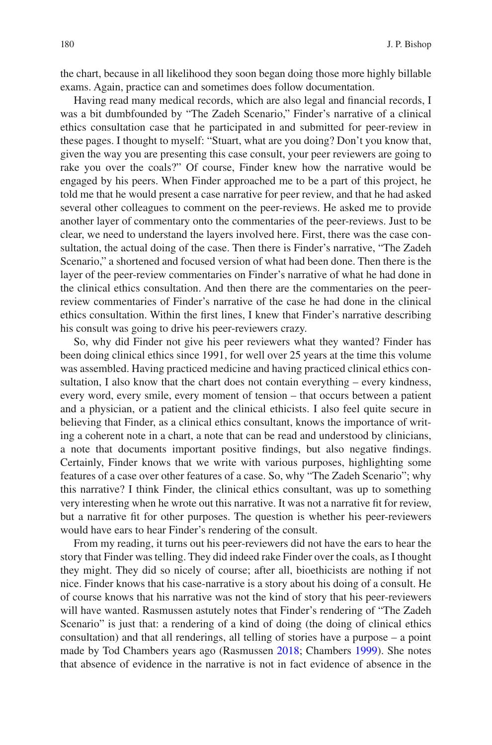the chart, because in all likelihood they soon began doing those more highly billable exams. Again, practice can and sometimes does follow documentation.

Having read many medical records, which are also legal and financial records, I was a bit dumbfounded by "The Zadeh Scenario," Finder's narrative of a clinical ethics consultation case that he participated in and submitted for peer-review in these pages. I thought to myself: "Stuart, what are you doing? Don't you know that, given the way you are presenting this case consult, your peer reviewers are going to rake you over the coals?" Of course, Finder knew how the narrative would be engaged by his peers. When Finder approached me to be a part of this project, he told me that he would present a case narrative for peer review, and that he had asked several other colleagues to comment on the peer-reviews. He asked me to provide another layer of commentary onto the commentaries of the peer-reviews. Just to be clear, we need to understand the layers involved here. First, there was the case consultation, the actual doing of the case. Then there is Finder's narrative, "The Zadeh Scenario," a shortened and focused version of what had been done. Then there is the layer of the peer-review commentaries on Finder's narrative of what he had done in the clinical ethics consultation. And then there are the commentaries on the peer-review commentaries of Finder's narrative of the case he had done in the clinical ethics consultation. Within the first lines, I knew that Finder's narrative describing his consult was going to drive his peer-reviewers crazy.

So, why did Finder not give his peer reviewers what they wanted? Finder has been doing clinical ethics since 1991, for well over 25 years at the time this volume was assembled. Having practiced medicine and having practiced clinical ethics consultation, I also know that the chart does not contain everything – every kindness, every word, every smile, every moment of tension – that occurs between a patient and a physician, or a patient and the clinical ethicists. I also feel quite secure in believing that Finder, as a clinical ethics consultant, knows the importance of writing a coherent note in a chart, a note that can be read and understood by clinicians, a note that documents important positive findings, but also negative findings. Certainly, Finder knows that we write with various purposes, highlighting some features of a case over other features of a case. So, why "The Zadeh Scenario"; why this narrative? I think Finder, the clinical ethics consultant, was up to something very interesting when he wrote out this narrative. It was not a narrative fit for review, but a narrative fit for other purposes. The question is whether his peer-reviewers would have ears to hear Finder's rendering of the consult.

From my reading, it turns out his peer-reviewers did not have the ears to hear the story that Finder was telling. They did indeed rake Finder over the coals, as I thought they might. They did so nicely of course; after all, bioethicists are nothing if not nice. Finder knows that his case-narrative is a story about his doing of a consult. He of course knows that his narrative was not the kind of story that his peer-reviewers will have wanted. Rasmussen astutely notes that Finder's rendering of "The Zadeh Scenario" is just that: a rendering of a kind of doing (the doing of clinical ethics consultation) and that all renderings, all telling of stories have a purpose – a point made by Tod Chambers years ago (Rasmussen 2018; Chambers 1999). She notes that absence of evidence in the narrative is not in fact evidence of absence in the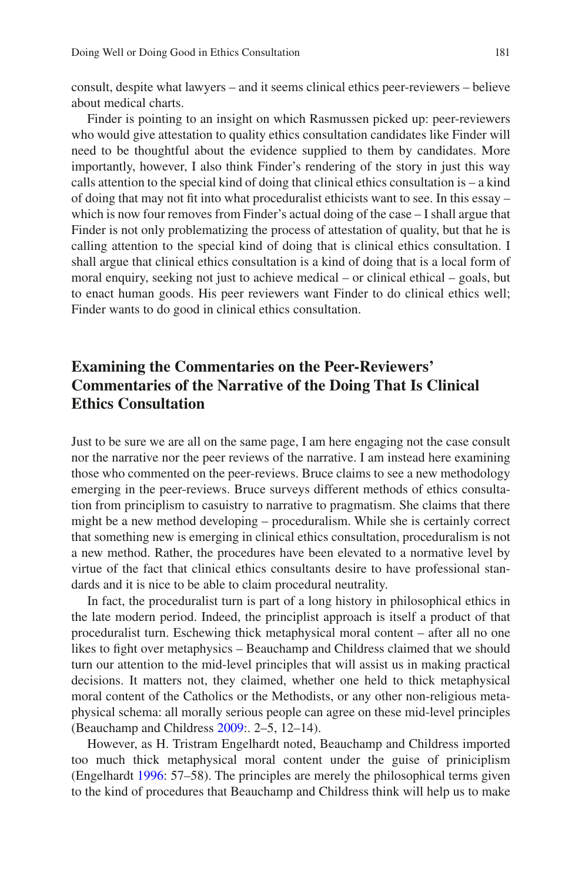consult, despite what lawyers – and it seems clinical ethics peer-reviewers – believe about medical charts.

Finder is pointing to an insight on which Rasmussen picked up: peer-reviewers who would give attestation to quality ethics consultation candidates like Finder will need to be thoughtful about the evidence supplied to them by candidates. More importantly, however, I also think Finder's rendering of the story in just this way calls attention to the special kind of doing that clinical ethics consultation is – a kind of doing that may not fit into what proceduralist ethicists want to see. In this essay – which is now four removes from Finder's actual doing of the case – I shall argue that Finder is not only problematizing the process of attestation of quality, but that he is calling attention to the special kind of doing that is clinical ethics consultation. I shall argue that clinical ethics consultation is a kind of doing that is a local form of moral enquiry, seeking not just to achieve medical – or clinical ethical – goals, but to enact human goods. His peer reviewers want Finder to do clinical ethics well; Finder wants to do good in clinical ethics consultation.

## Examining the Commentaries on the Peer-Reviewers' Commentaries of the Narrative of the Doing That Is Clinical Ethics Consultation

Just to be sure we are all on the same page, I am here engaging not the case consult nor the narrative nor the peer reviews of the narrative. I am instead here examining those who commented on the peer-reviews. Bruce claims to see a new methodology emerging in the peer-reviews. Bruce surveys different methods of ethics consultation from principlism to casuistry to narrative to pragmatism. She claims that there might be a new method developing – proceduralism. While she is certainly correct that something new is emerging in clinical ethics consultation, proceduralism is not a new method. Rather, the procedures have been elevated to a normative level by virtue of the fact that clinical ethics consultants desire to have professional standards and it is nice to be able to claim procedural neutrality.

In fact, the proceduralist turn is part of a long history in philosophical ethics in the late modern period. Indeed, the principlist approach is itself a product of that proceduralist turn. Eschewing thick metaphysical moral content – after all no one likes to fight over metaphysics – Beauchamp and Childress claimed that we should turn our attention to the mid-level principles that will assist us in making practical decisions. It matters not, they claimed, whether one held to thick metaphysical moral content of the Catholics or the Methodists, or any other non-religious metaphysical schema: all morally serious people can agree on these mid-level principles (Beauchamp and Childress 2009:. 2–5, 12–14).

However, as H. Tristram Engelhardt noted, Beauchamp and Childress imported too much thick metaphysical moral content under the guise of priniciplism (Engelhardt 1996: 57–58). The principles are merely the philosophical terms given to the kind of procedures that Beauchamp and Childress think will help us to make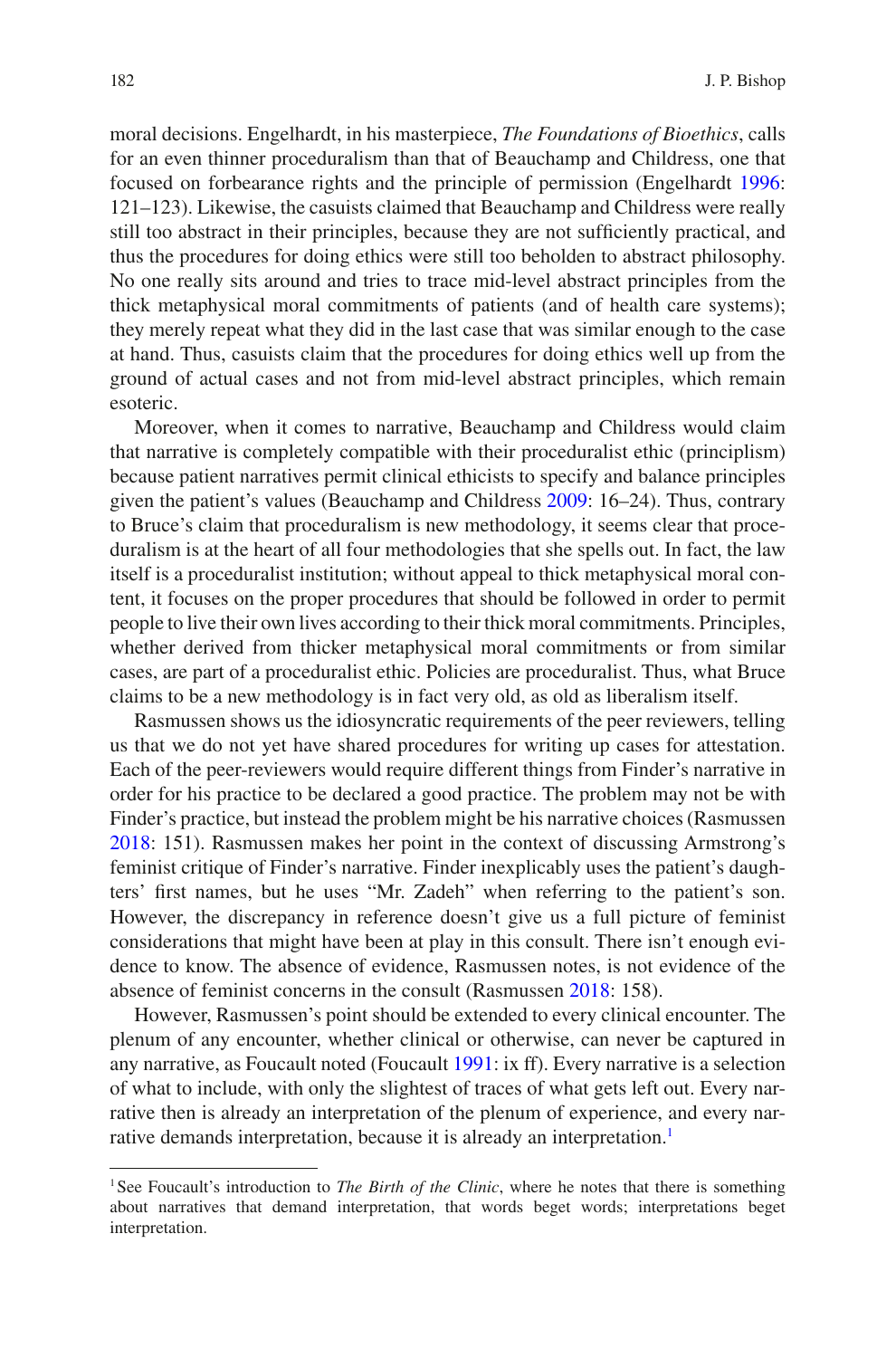moral decisions. Engelhardt, in his masterpiece, *The Foundations of Bioethics*, calls for an even thinner proceduralism than that of Beauchamp and Childress, one that focused on forbearance rights and the principle of permission (Engelhardt 1996: 121–123). Likewise, the casuists claimed that Beauchamp and Childress were really still too abstract in their principles, because they are not sufficiently practical, and thus the procedures for doing ethics were still too beholden to abstract philosophy. No one really sits around and tries to trace mid-level abstract principles from the thick metaphysical moral commitments of patients (and of health care systems); they merely repeat what they did in the last case that was similar enough to the case at hand. Thus, casuists claim that the procedures for doing ethics well up from the ground of actual cases and not from mid-level abstract principles, which remain esoteric.

Moreover, when it comes to narrative, Beauchamp and Childress would claim that narrative is completely compatible with their proceduralist ethic (principlism) because patient narratives permit clinical ethicists to specify and balance principles given the patient's values (Beauchamp and Childress 2009: 16–24). Thus, contrary to Bruce's claim that proceduralism is new methodology, it seems clear that proceduralism is at the heart of all four methodologies that she spells out. In fact, the law itself is a proceduralist institution; without appeal to thick metaphysical moral content, it focuses on the proper procedures that should be followed in order to permit people to live their own lives according to their thick moral commitments. Principles, whether derived from thicker metaphysical moral commitments or from similar cases, are part of a proceduralist ethic. Policies are proceduralist. Thus, what Bruce claims to be a new methodology is in fact very old, as old as liberalism itself.

Rasmussen shows us the idiosyncratic requirements of the peer reviewers, telling us that we do not yet have shared procedures for writing up cases for attestation. Each of the peer-reviewers would require different things from Finder's narrative in order for his practice to be declared a good practice. The problem may not be with Finder's practice, but instead the problem might be his narrative choices (Rasmussen 2018: 151). Rasmussen makes her point in the context of discussing Armstrong's feminist critique of Finder's narrative. Finder inexplicably uses the patient's daughters' first names, but he uses "Mr. Zadeh" when referring to the patient's son. However, the discrepancy in reference doesn't give us a full picture of feminist considerations that might have been at play in this consult. There isn't enough evidence to know. The absence of evidence, Rasmussen notes, is not evidence of the absence of feminist concerns in the consult (Rasmussen 2018: 158).

However, Rasmussen's point should be extended to every clinical encounter. The plenum of any encounter, whether clinical or otherwise, can never be captured in any narrative, as Foucault noted (Foucault 1991: ix ff). Every narrative is a selection of what to include, with only the slightest of traces of what gets left out. Every narrative then is already an interpretation of the plenum of experience, and every narrative demands interpretation, because it is already an interpretation.[1]

[1] See Foucault's introduction to *The Birth of the Clinic*, where he notes that there is something about narratives that demand interpretation, that words beget words; interpretations beget interpretation.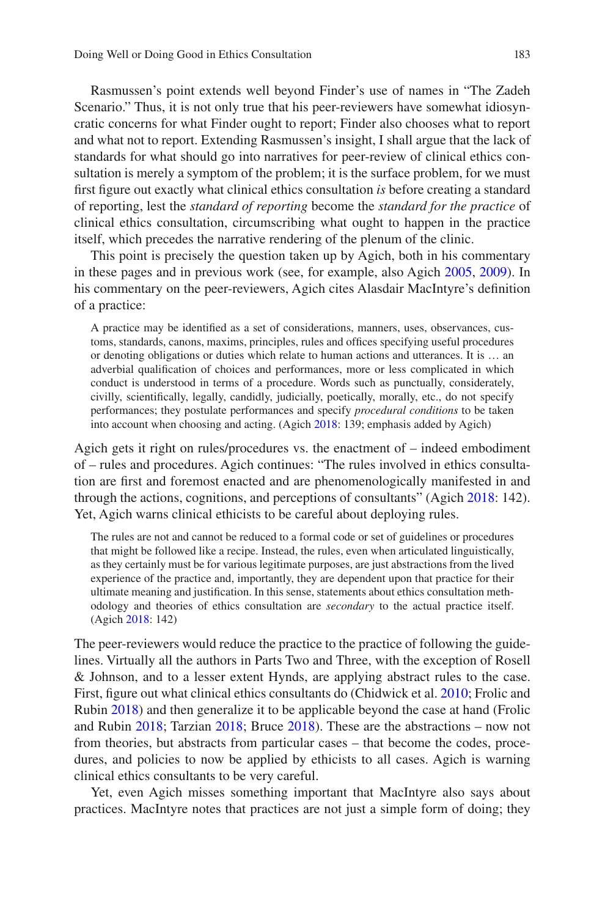Rasmussen's point extends well beyond Finder's use of names in "The Zadeh Scenario." Thus, it is not only true that his peer-reviewers have somewhat idiosyncratic concerns for what Finder ought to report; Finder also chooses what to report and what not to report. Extending Rasmussen's insight, I shall argue that the lack of standards for what should go into narratives for peer-review of clinical ethics consultation is merely a symptom of the problem; it is the surface problem, for we must first figure out exactly what clinical ethics consultation *is* before creating a standard of reporting, lest the *standard of reporting* become the *standard for the practice* of clinical ethics consultation, circumscribing what ought to happen in the practice itself, which precedes the narrative rendering of the plenum of the clinic.

This point is precisely the question taken up by Agich, both in his commentary in these pages and in previous work (see, for example, also Agich 2005, 2009). In his commentary on the peer-reviewers, Agich cites Alasdair MacIntyre's definition of a practice:

> A practice may be identified as a set of considerations, manners, uses, observances, customs, standards, canons, maxims, principles, rules and offices specifying useful procedures or denoting obligations or duties which relate to human actions and utterances. It is … an adverbial qualification of choices and performances, more or less complicated in which conduct is understood in terms of a procedure. Words such as punctually, considerately, civilly, scientifically, legally, candidly, judicially, poetically, morally, etc., do not specify performances; they postulate performances and specify *procedural conditions* to be taken into account when choosing and acting. (Agich 2018: 139; emphasis added by Agich)

Agich gets it right on rules/procedures vs. the enactment of – indeed embodiment of – rules and procedures. Agich continues: "The rules involved in ethics consultation are first and foremost enacted and are phenomenologically manifested in and through the actions, cognitions, and perceptions of consultants" (Agich 2018: 142). Yet, Agich warns clinical ethicists to be careful about deploying rules.

> The rules are not and cannot be reduced to a formal code or set of guidelines or procedures that might be followed like a recipe. Instead, the rules, even when articulated linguistically, as they certainly must be for various legitimate purposes, are just abstractions from the lived experience of the practice and, importantly, they are dependent upon that practice for their ultimate meaning and justification. In this sense, statements about ethics consultation methodology and theories of ethics consultation are *secondary* to the actual practice itself. (Agich 2018: 142)

The peer-reviewers would reduce the practice to the practice of following the guidelines. Virtually all the authors in Parts Two and Three, with the exception of Rosell & Johnson, and to a lesser extent Hynds, are applying abstract rules to the case. First, figure out what clinical ethics consultants do (Chidwick et al. 2010; Frolic and Rubin 2018) and then generalize it to be applicable beyond the case at hand (Frolic and Rubin 2018; Tarzian 2018; Bruce 2018). These are the abstractions – now not from theories, but abstracts from particular cases – that become the codes, procedures, and policies to now be applied by ethicists to all cases. Agich is warning clinical ethics consultants to be very careful.

Yet, even Agich misses something important that MacIntyre also says about practices. MacIntyre notes that practices are not just a simple form of doing; they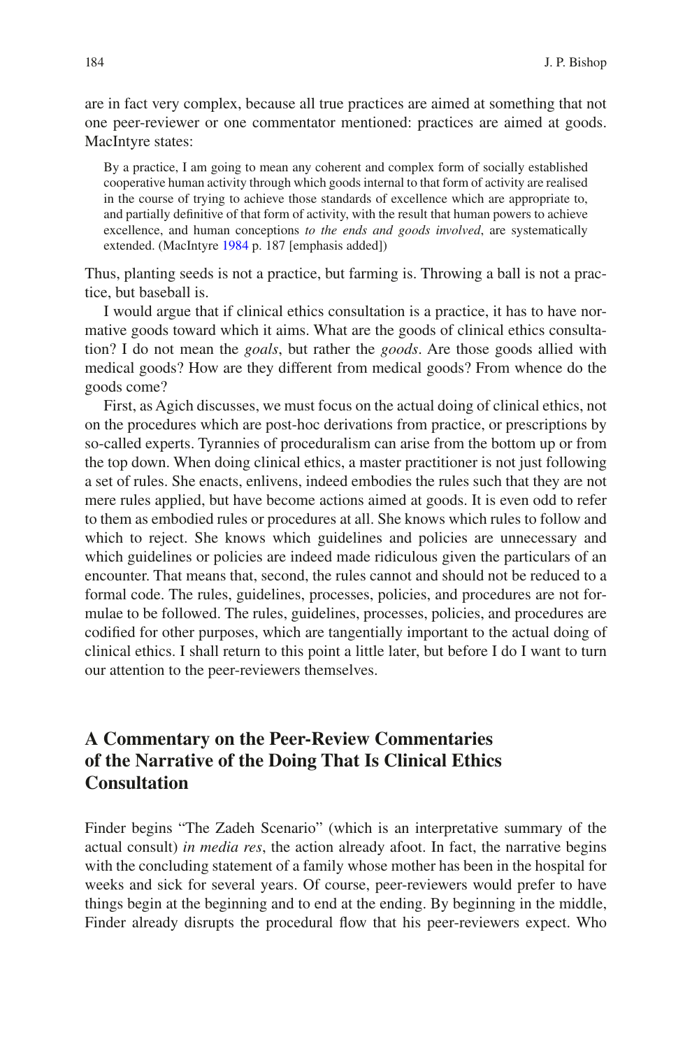are in fact very complex, because all true practices are aimed at something that not one peer-reviewer or one commentator mentioned: practices are aimed at goods. MacIntyre states:

> By a practice, I am going to mean any coherent and complex form of socially established cooperative human activity through which goods internal to that form of activity are realised in the course of trying to achieve those standards of excellence which are appropriate to, and partially definitive of that form of activity, with the result that human powers to achieve excellence, and human conceptions *to the ends and goods involved*, are systematically extended. (MacIntyre 1984 p. 187 [emphasis added])

Thus, planting seeds is not a practice, but farming is. Throwing a ball is not a practice, but baseball is.

I would argue that if clinical ethics consultation is a practice, it has to have normative goods toward which it aims. What are the goods of clinical ethics consultation? I do not mean the *goals*, but rather the *goods*. Are those goods allied with medical goods? How are they different from medical goods? From whence do the goods come?

First, as Agich discusses, we must focus on the actual doing of clinical ethics, not on the procedures which are post-hoc derivations from practice, or prescriptions by so-called experts. Tyrannies of proceduralism can arise from the bottom up or from the top down. When doing clinical ethics, a master practitioner is not just following a set of rules. She enacts, enlivens, indeed embodies the rules such that they are not mere rules applied, but have become actions aimed at goods. It is even odd to refer to them as embodied rules or procedures at all. She knows which rules to follow and which to reject. She knows which guidelines and policies are unnecessary and which guidelines or policies are indeed made ridiculous given the particulars of an encounter. That means that, second, the rules cannot and should not be reduced to a formal code. The rules, guidelines, processes, policies, and procedures are not formulae to be followed. The rules, guidelines, processes, policies, and procedures are codified for other purposes, which are tangentially important to the actual doing of clinical ethics. I shall return to this point a little later, but before I do I want to turn our attention to the peer-reviewers themselves.

## A Commentary on the Peer-Review Commentaries of the Narrative of the Doing That Is Clinical Ethics Consultation

Finder begins "The Zadeh Scenario" (which is an interpretative summary of the actual consult) *in media res*, the action already afoot. In fact, the narrative begins with the concluding statement of a family whose mother has been in the hospital for weeks and sick for several years. Of course, peer-reviewers would prefer to have things begin at the beginning and to end at the ending. By beginning in the middle, Finder already disrupts the procedural flow that his peer-reviewers expect. Who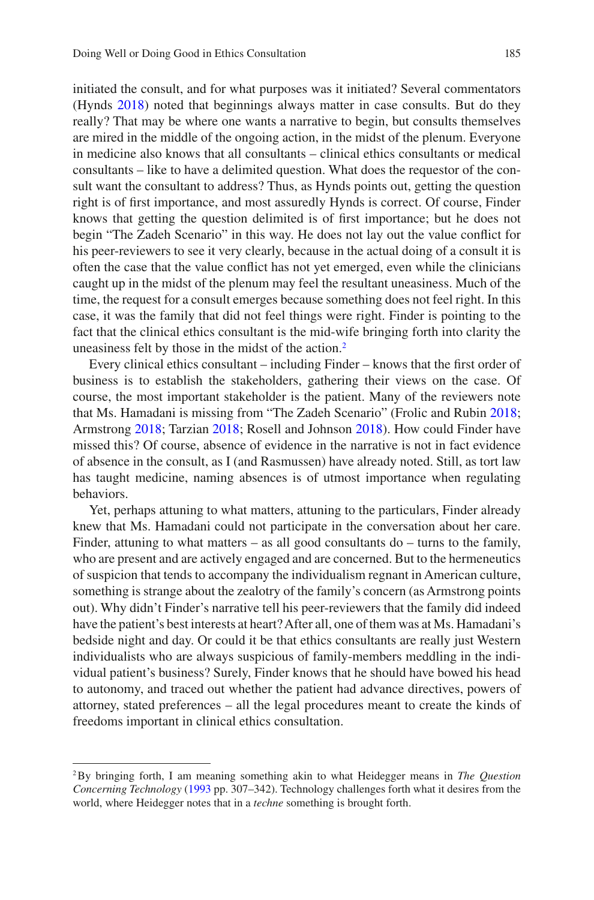initiated the consult, and for what purposes was it initiated? Several commentators (Hynds 2018) noted that beginnings always matter in case consults. But do they really? That may be where one wants a narrative to begin, but consults themselves are mired in the middle of the ongoing action, in the midst of the plenum. Everyone in medicine also knows that all consultants – clinical ethics consultants or medical consultants – like to have a delimited question. What does the requestor of the consult want the consultant to address? Thus, as Hynds points out, getting the question right is of first importance, and most assuredly Hynds is correct. Of course, Finder knows that getting the question delimited is of first importance; but he does not begin "The Zadeh Scenario" in this way. He does not lay out the value conflict for his peer-reviewers to see it very clearly, because in the actual doing of a consult it is often the case that the value conflict has not yet emerged, even while the clinicians caught up in the midst of the plenum may feel the resultant uneasiness. Much of the time, the request for a consult emerges because something does not feel right. In this case, it was the family that did not feel things were right. Finder is pointing to the fact that the clinical ethics consultant is the mid-wife bringing forth into clarity the uneasiness felt by those in the midst of the action.[2]

Every clinical ethics consultant – including Finder – knows that the first order of business is to establish the stakeholders, gathering their views on the case. Of course, the most important stakeholder is the patient. Many of the reviewers note that Ms. Hamadani is missing from "The Zadeh Scenario" (Frolic and Rubin 2018; Armstrong 2018; Tarzian 2018; Rosell and Johnson 2018). How could Finder have missed this? Of course, absence of evidence in the narrative is not in fact evidence of absence in the consult, as I (and Rasmussen) have already noted. Still, as tort law has taught medicine, naming absences is of utmost importance when regulating behaviors.

Yet, perhaps attuning to what matters, attuning to the particulars, Finder already knew that Ms. Hamadani could not participate in the conversation about her care. Finder, attuning to what matters – as all good consultants do – turns to the family, who are present and are actively engaged and are concerned. But to the hermeneutics of suspicion that tends to accompany the individualism regnant in American culture, something is strange about the zealotry of the family's concern (as Armstrong points out). Why didn't Finder's narrative tell his peer-reviewers that the family did indeed have the patient's best interests at heart? After all, one of them was at Ms. Hamadani's bedside night and day. Or could it be that ethics consultants are really just Western individualists who are always suspicious of family-members meddling in the individual patient's business? Surely, Finder knows that he should have bowed his head to autonomy, and traced out whether the patient had advance directives, powers of attorney, stated preferences – all the legal procedures meant to create the kinds of freedoms important in clinical ethics consultation.

---

[2] By bringing forth, I am meaning something akin to what Heidegger means in *The Question Concerning Technology* (1993 pp. 307–342). Technology challenges forth what it desires from the world, where Heidegger notes that in a *techne* something is brought forth.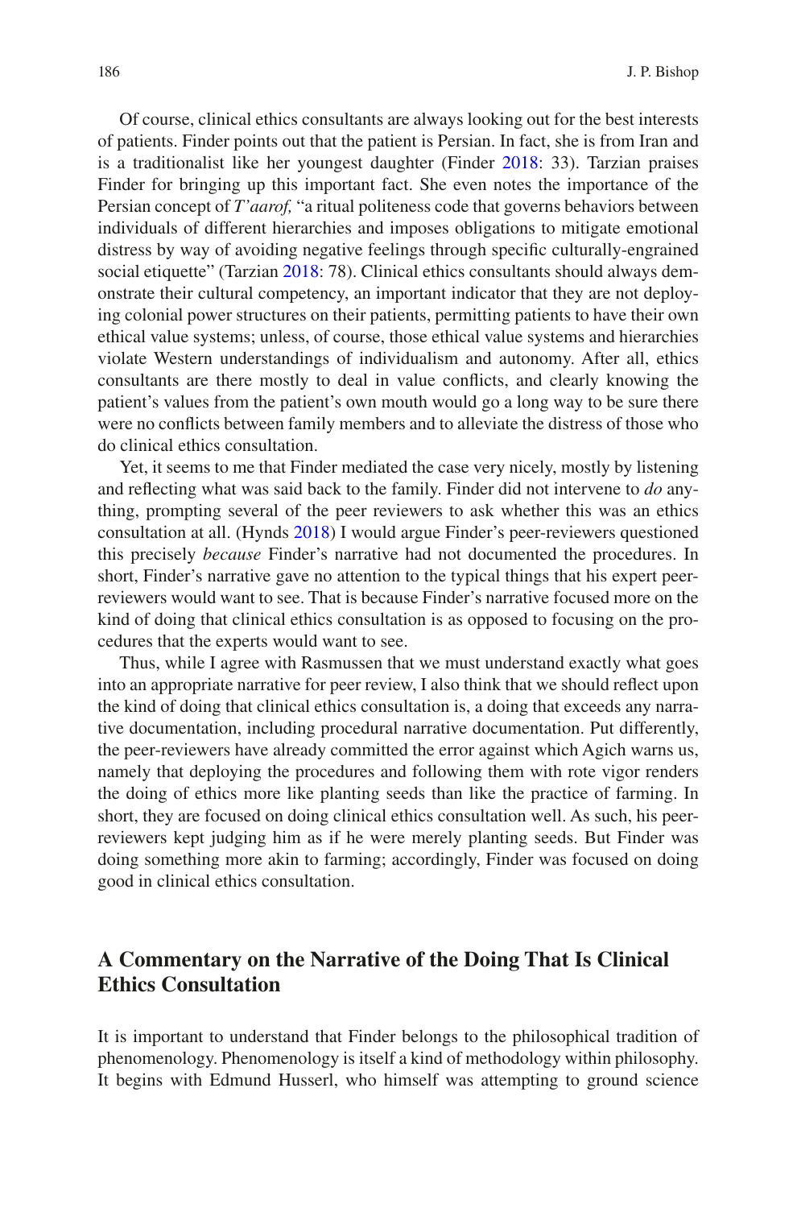Of course, clinical ethics consultants are always looking out for the best interests of patients. Finder points out that the patient is Persian. In fact, she is from Iran and is a traditionalist like her youngest daughter (Finder 2018: 33). Tarzian praises Finder for bringing up this important fact. She even notes the importance of the Persian concept of *T'aarof,* "a ritual politeness code that governs behaviors between individuals of different hierarchies and imposes obligations to mitigate emotional distress by way of avoiding negative feelings through specific culturally-engrained social etiquette" (Tarzian 2018: 78). Clinical ethics consultants should always demonstrate their cultural competency, an important indicator that they are not deploying colonial power structures on their patients, permitting patients to have their own ethical value systems; unless, of course, those ethical value systems and hierarchies violate Western understandings of individualism and autonomy. After all, ethics consultants are there mostly to deal in value conflicts, and clearly knowing the patient's values from the patient's own mouth would go a long way to be sure there were no conflicts between family members and to alleviate the distress of those who do clinical ethics consultation.

Yet, it seems to me that Finder mediated the case very nicely, mostly by listening and reflecting what was said back to the family. Finder did not intervene to *do* anything, prompting several of the peer reviewers to ask whether this was an ethics consultation at all. (Hynds 2018) I would argue Finder's peer-reviewers questioned this precisely *because* Finder's narrative had not documented the procedures. In short, Finder's narrative gave no attention to the typical things that his expert peer-reviewers would want to see. That is because Finder's narrative focused more on the kind of doing that clinical ethics consultation is as opposed to focusing on the procedures that the experts would want to see.

Thus, while I agree with Rasmussen that we must understand exactly what goes into an appropriate narrative for peer review, I also think that we should reflect upon the kind of doing that clinical ethics consultation is, a doing that exceeds any narrative documentation, including procedural narrative documentation. Put differently, the peer-reviewers have already committed the error against which Agich warns us, namely that deploying the procedures and following them with rote vigor renders the doing of ethics more like planting seeds than like the practice of farming. In short, they are focused on doing clinical ethics consultation well. As such, his peer-reviewers kept judging him as if he were merely planting seeds. But Finder was doing something more akin to farming; accordingly, Finder was focused on doing good in clinical ethics consultation.

## A Commentary on the Narrative of the Doing That Is Clinical Ethics Consultation

It is important to understand that Finder belongs to the philosophical tradition of phenomenology. Phenomenology is itself a kind of methodology within philosophy. It begins with Edmund Husserl, who himself was attempting to ground science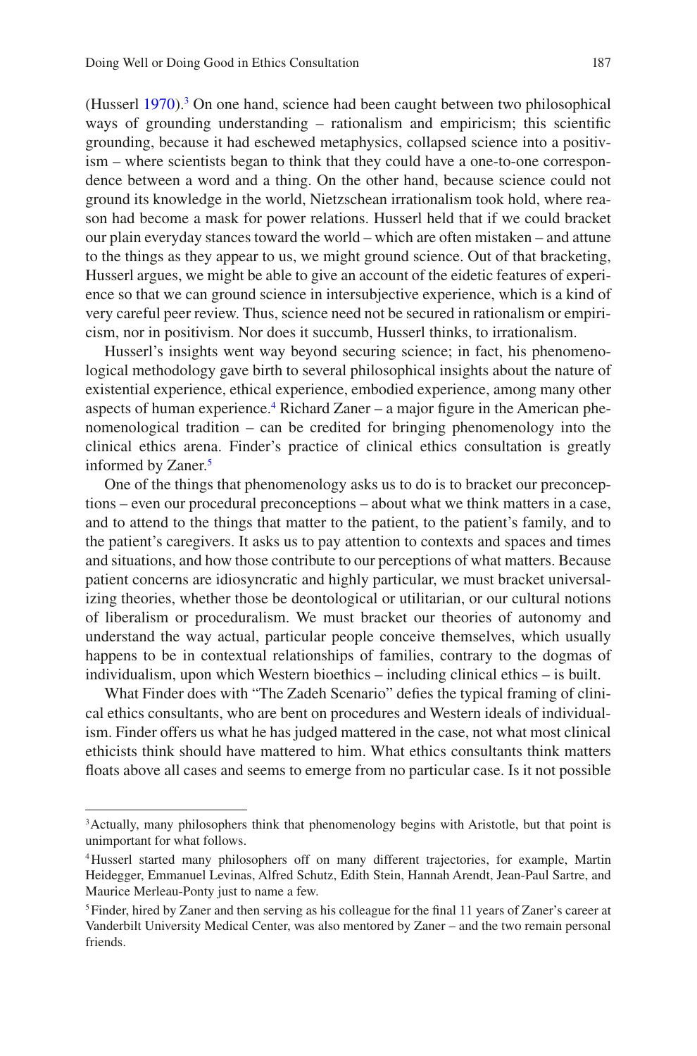(Husserl 1970).[3] On one hand, science had been caught between two philosophical ways of grounding understanding – rationalism and empiricism; this scientific grounding, because it had eschewed metaphysics, collapsed science into a positivism – where scientists began to think that they could have a one-to-one correspondence between a word and a thing. On the other hand, because science could not ground its knowledge in the world, Nietzschean irrationalism took hold, where reason had become a mask for power relations. Husserl held that if we could bracket our plain everyday stances toward the world – which are often mistaken – and attune to the things as they appear to us, we might ground science. Out of that bracketing, Husserl argues, we might be able to give an account of the eidetic features of experience so that we can ground science in intersubjective experience, which is a kind of very careful peer review. Thus, science need not be secured in rationalism or empiricism, nor in positivism. Nor does it succumb, Husserl thinks, to irrationalism.

Husserl's insights went way beyond securing science; in fact, his phenomenological methodology gave birth to several philosophical insights about the nature of existential experience, ethical experience, embodied experience, among many other aspects of human experience.[4] Richard Zaner – a major figure in the American phenomenological tradition – can be credited for bringing phenomenology into the clinical ethics arena. Finder's practice of clinical ethics consultation is greatly informed by Zaner.[5]

One of the things that phenomenology asks us to do is to bracket our preconceptions – even our procedural preconceptions – about what we think matters in a case, and to attend to the things that matter to the patient, to the patient's family, and to the patient's caregivers. It asks us to pay attention to contexts and spaces and times and situations, and how those contribute to our perceptions of what matters. Because patient concerns are idiosyncratic and highly particular, we must bracket universalizing theories, whether those be deontological or utilitarian, or our cultural notions of liberalism or proceduralism. We must bracket our theories of autonomy and understand the way actual, particular people conceive themselves, which usually happens to be in contextual relationships of families, contrary to the dogmas of individualism, upon which Western bioethics – including clinical ethics – is built.

What Finder does with "The Zadeh Scenario" defies the typical framing of clinical ethics consultants, who are bent on procedures and Western ideals of individualism. Finder offers us what he has judged mattered in the case, not what most clinical ethicists think should have mattered to him. What ethics consultants think matters floats above all cases and seems to emerge from no particular case. Is it not possible

---

[3] Actually, many philosophers think that phenomenology begins with Aristotle, but that point is unimportant for what follows.

[4] Husserl started many philosophers off on many different trajectories, for example, Martin Heidegger, Emmanuel Levinas, Alfred Schutz, Edith Stein, Hannah Arendt, Jean-Paul Sartre, and Maurice Merleau-Ponty just to name a few.

[5] Finder, hired by Zaner and then serving as his colleague for the final 11 years of Zaner's career at Vanderbilt University Medical Center, was also mentored by Zaner – and the two remain personal friends.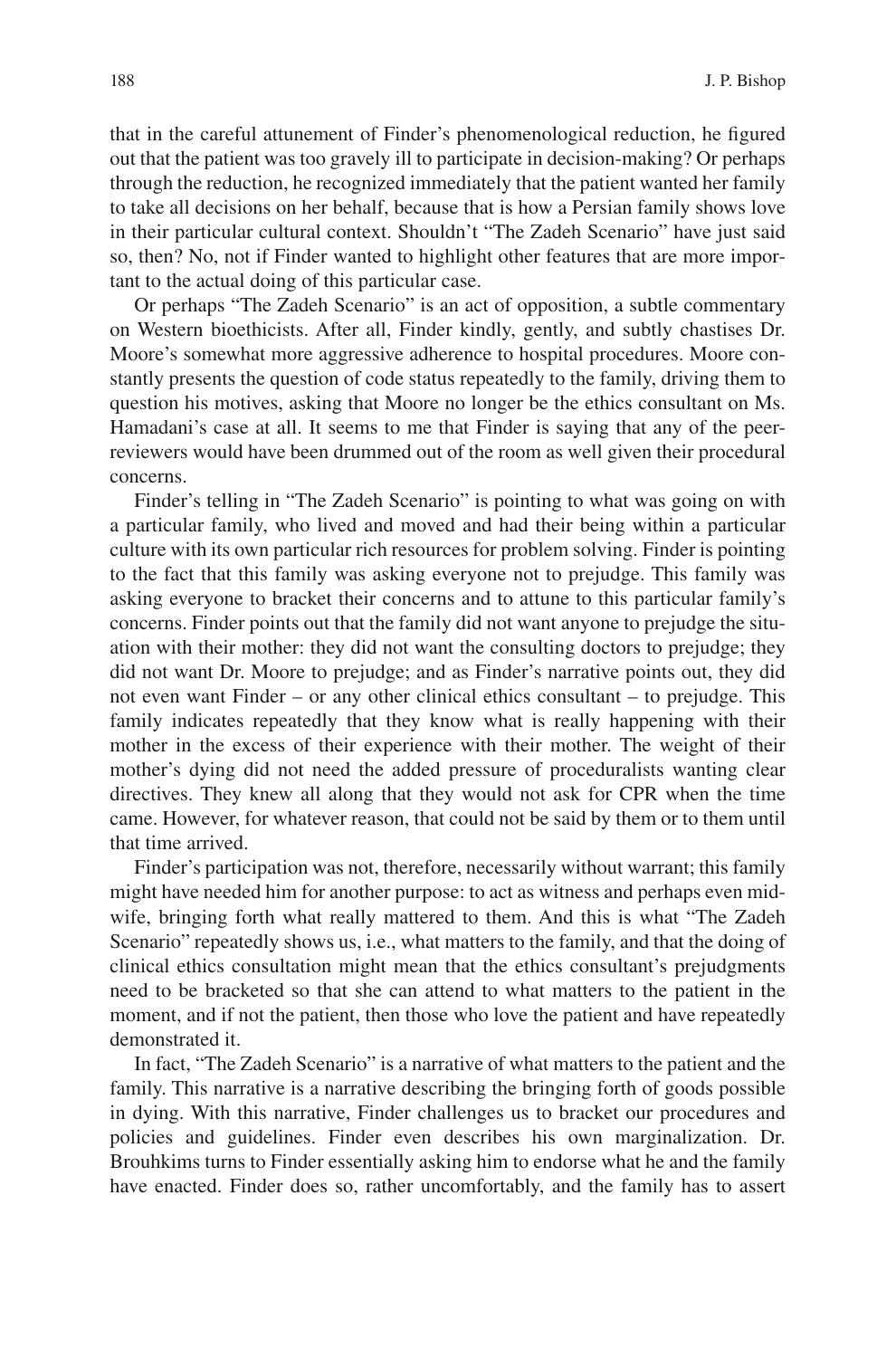that in the careful attunement of Finder's phenomenological reduction, he figured out that the patient was too gravely ill to participate in decision-making? Or perhaps through the reduction, he recognized immediately that the patient wanted her family to take all decisions on her behalf, because that is how a Persian family shows love in their particular cultural context. Shouldn't "The Zadeh Scenario" have just said so, then? No, not if Finder wanted to highlight other features that are more important to the actual doing of this particular case.

Or perhaps "The Zadeh Scenario" is an act of opposition, a subtle commentary on Western bioethicists. After all, Finder kindly, gently, and subtly chastises Dr. Moore's somewhat more aggressive adherence to hospital procedures. Moore constantly presents the question of code status repeatedly to the family, driving them to question his motives, asking that Moore no longer be the ethics consultant on Ms. Hamadani's case at all. It seems to me that Finder is saying that any of the peer-reviewers would have been drummed out of the room as well given their procedural concerns.

Finder's telling in "The Zadeh Scenario" is pointing to what was going on with a particular family, who lived and moved and had their being within a particular culture with its own particular rich resources for problem solving. Finder is pointing to the fact that this family was asking everyone not to prejudge. This family was asking everyone to bracket their concerns and to attune to this particular family's concerns. Finder points out that the family did not want anyone to prejudge the situation with their mother: they did not want the consulting doctors to prejudge; they did not want Dr. Moore to prejudge; and as Finder's narrative points out, they did not even want Finder – or any other clinical ethics consultant – to prejudge. This family indicates repeatedly that they know what is really happening with their mother in the excess of their experience with their mother. The weight of their mother's dying did not need the added pressure of proceduralists wanting clear directives. They knew all along that they would not ask for CPR when the time came. However, for whatever reason, that could not be said by them or to them until that time arrived.

Finder's participation was not, therefore, necessarily without warrant; this family might have needed him for another purpose: to act as witness and perhaps even midwife, bringing forth what really mattered to them. And this is what "The Zadeh Scenario" repeatedly shows us, i.e., what matters to the family, and that the doing of clinical ethics consultation might mean that the ethics consultant's prejudgments need to be bracketed so that she can attend to what matters to the patient in the moment, and if not the patient, then those who love the patient and have repeatedly demonstrated it.

In fact, "The Zadeh Scenario" is a narrative of what matters to the patient and the family. This narrative is a narrative describing the bringing forth of goods possible in dying. With this narrative, Finder challenges us to bracket our procedures and policies and guidelines. Finder even describes his own marginalization. Dr. Brouhkims turns to Finder essentially asking him to endorse what he and the family have enacted. Finder does so, rather uncomfortably, and the family has to assert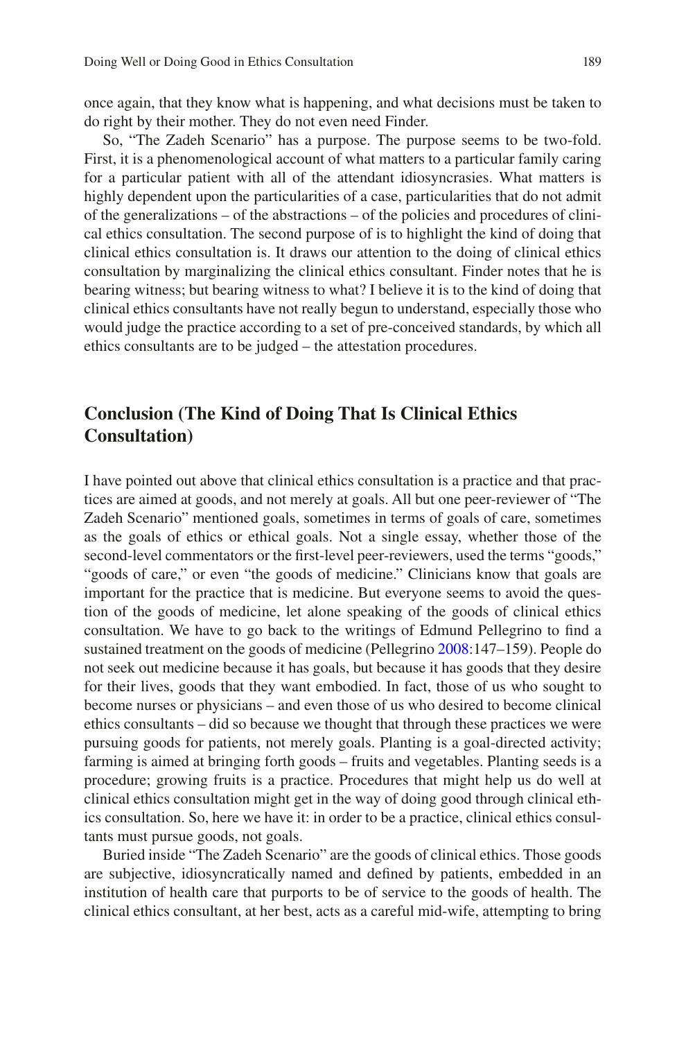once again, that they know what is happening, and what decisions must be taken to do right by their mother. They do not even need Finder.

So, "The Zadeh Scenario" has a purpose. The purpose seems to be two-fold. First, it is a phenomenological account of what matters to a particular family caring for a particular patient with all of the attendant idiosyncrasies. What matters is highly dependent upon the particularities of a case, particularities that do not admit of the generalizations – of the abstractions – of the policies and procedures of clinical ethics consultation. The second purpose of is to highlight the kind of doing that clinical ethics consultation is. It draws our attention to the doing of clinical ethics consultation by marginalizing the clinical ethics consultant. Finder notes that he is bearing witness; but bearing witness to what? I believe it is to the kind of doing that clinical ethics consultants have not really begun to understand, especially those who would judge the practice according to a set of pre-conceived standards, by which all ethics consultants are to be judged – the attestation procedures.

## Conclusion (The Kind of Doing That Is Clinical Ethics Consultation)

I have pointed out above that clinical ethics consultation is a practice and that practices are aimed at goods, and not merely at goals. All but one peer-reviewer of "The Zadeh Scenario" mentioned goals, sometimes in terms of goals of care, sometimes as the goals of ethics or ethical goals. Not a single essay, whether those of the second-level commentators or the first-level peer-reviewers, used the terms "goods," "goods of care," or even "the goods of medicine." Clinicians know that goals are important for the practice that is medicine. But everyone seems to avoid the question of the goods of medicine, let alone speaking of the goods of clinical ethics consultation. We have to go back to the writings of Edmund Pellegrino to find a sustained treatment on the goods of medicine (Pellegrino 2008:147–159). People do not seek out medicine because it has goals, but because it has goods that they desire for their lives, goods that they want embodied. In fact, those of us who sought to become nurses or physicians – and even those of us who desired to become clinical ethics consultants – did so because we thought that through these practices we were pursuing goods for patients, not merely goals. Planting is a goal-directed activity; farming is aimed at bringing forth goods – fruits and vegetables. Planting seeds is a procedure; growing fruits is a practice. Procedures that might help us do well at clinical ethics consultation might get in the way of doing good through clinical ethics consultation. So, here we have it: in order to be a practice, clinical ethics consultants must pursue goods, not goals.

Buried inside "The Zadeh Scenario" are the goods of clinical ethics. Those goods are subjective, idiosyncratically named and defined by patients, embedded in an institution of health care that purports to be of service to the goods of health. The clinical ethics consultant, at her best, acts as a careful mid-wife, attempting to bring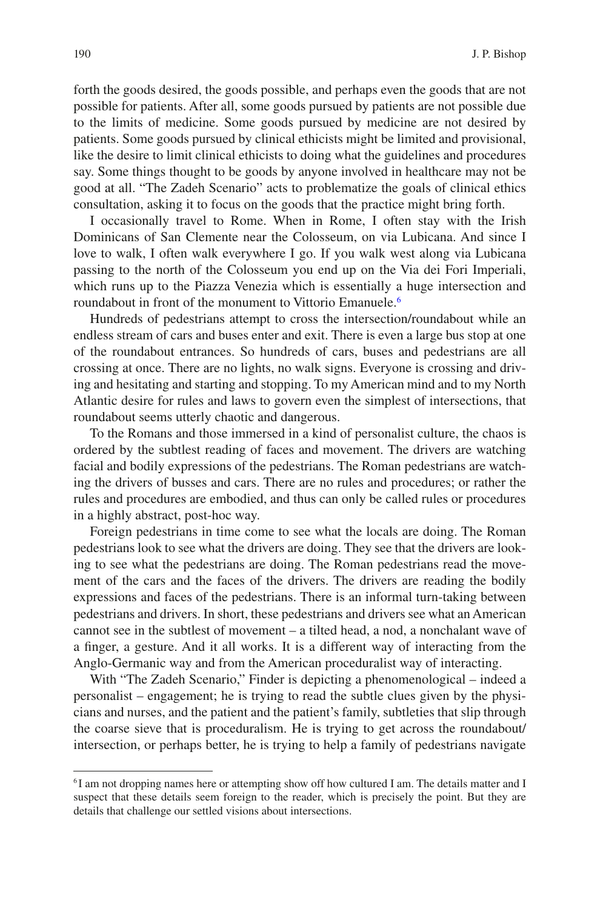forth the goods desired, the goods possible, and perhaps even the goods that are not possible for patients. After all, some goods pursued by patients are not possible due to the limits of medicine. Some goods pursued by medicine are not desired by patients. Some goods pursued by clinical ethicists might be limited and provisional, like the desire to limit clinical ethicists to doing what the guidelines and procedures say. Some things thought to be goods by anyone involved in healthcare may not be good at all. "The Zadeh Scenario" acts to problematize the goals of clinical ethics consultation, asking it to focus on the goods that the practice might bring forth.

I occasionally travel to Rome. When in Rome, I often stay with the Irish Dominicans of San Clemente near the Colosseum, on via Lubicana. And since I love to walk, I often walk everywhere I go. If you walk west along via Lubicana passing to the north of the Colosseum you end up on the Via dei Fori Imperiali, which runs up to the Piazza Venezia which is essentially a huge intersection and roundabout in front of the monument to Vittorio Emanuele.[6]

Hundreds of pedestrians attempt to cross the intersection/roundabout while an endless stream of cars and buses enter and exit. There is even a large bus stop at one of the roundabout entrances. So hundreds of cars, buses and pedestrians are all crossing at once. There are no lights, no walk signs. Everyone is crossing and driving and hesitating and starting and stopping. To my American mind and to my North Atlantic desire for rules and laws to govern even the simplest of intersections, that roundabout seems utterly chaotic and dangerous.

To the Romans and those immersed in a kind of personalist culture, the chaos is ordered by the subtlest reading of faces and movement. The drivers are watching facial and bodily expressions of the pedestrians. The Roman pedestrians are watching the drivers of busses and cars. There are no rules and procedures; or rather the rules and procedures are embodied, and thus can only be called rules or procedures in a highly abstract, post-hoc way.

Foreign pedestrians in time come to see what the locals are doing. The Roman pedestrians look to see what the drivers are doing. They see that the drivers are looking to see what the pedestrians are doing. The Roman pedestrians read the movement of the cars and the faces of the drivers. The drivers are reading the bodily expressions and faces of the pedestrians. There is an informal turn-taking between pedestrians and drivers. In short, these pedestrians and drivers see what an American cannot see in the subtlest of movement – a tilted head, a nod, a nonchalant wave of a finger, a gesture. And it all works. It is a different way of interacting from the Anglo-Germanic way and from the American proceduralist way of interacting.

With "The Zadeh Scenario," Finder is depicting a phenomenological – indeed a personalist – engagement; he is trying to read the subtle clues given by the physicians and nurses, and the patient and the patient's family, subtleties that slip through the coarse sieve that is proceduralism. He is trying to get across the roundabout/intersection, or perhaps better, he is trying to help a family of pedestrians navigate

[6] I am not dropping names here or attempting show off how cultured I am. The details matter and I suspect that these details seem foreign to the reader, which is precisely the point. But they are details that challenge our settled visions about intersections.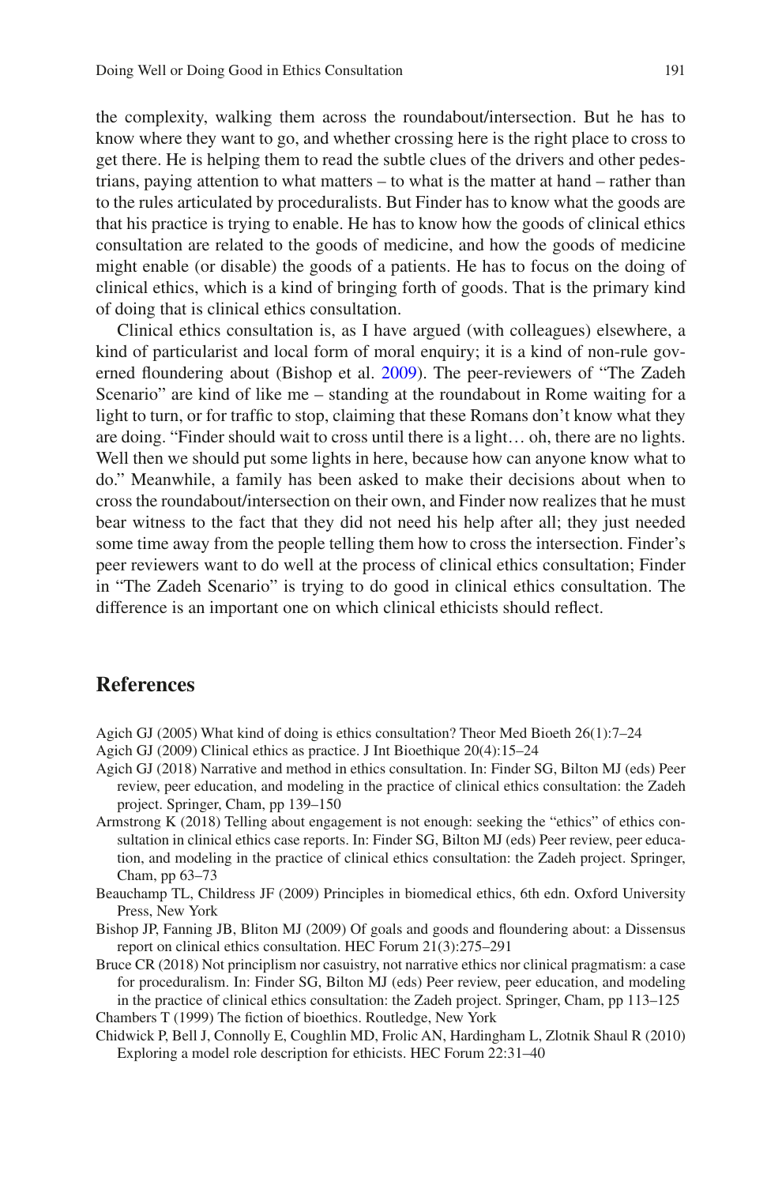the complexity, walking them across the roundabout/intersection. But he has to know where they want to go, and whether crossing here is the right place to cross to get there. He is helping them to read the subtle clues of the drivers and other pedestrians, paying attention to what matters – to what is the matter at hand – rather than to the rules articulated by proceduralists. But Finder has to know what the goods are that his practice is trying to enable. He has to know how the goods of clinical ethics consultation are related to the goods of medicine, and how the goods of medicine might enable (or disable) the goods of a patients. He has to focus on the doing of clinical ethics, which is a kind of bringing forth of goods. That is the primary kind of doing that is clinical ethics consultation.

Clinical ethics consultation is, as I have argued (with colleagues) elsewhere, a kind of particularist and local form of moral enquiry; it is a kind of non-rule governed floundering about (Bishop et al. 2009). The peer-reviewers of "The Zadeh Scenario" are kind of like me – standing at the roundabout in Rome waiting for a light to turn, or for traffic to stop, claiming that these Romans don't know what they are doing. "Finder should wait to cross until there is a light… oh, there are no lights. Well then we should put some lights in here, because how can anyone know what to do." Meanwhile, a family has been asked to make their decisions about when to cross the roundabout/intersection on their own, and Finder now realizes that he must bear witness to the fact that they did not need his help after all; they just needed some time away from the people telling them how to cross the intersection. Finder's peer reviewers want to do well at the process of clinical ethics consultation; Finder in "The Zadeh Scenario" is trying to do good in clinical ethics consultation. The difference is an important one on which clinical ethicists should reflect.

## References

Agich GJ (2005) What kind of doing is ethics consultation? Theor Med Bioeth 26(1):7–24

Agich GJ (2009) Clinical ethics as practice. J Int Bioethique 20(4):15–24

Agich GJ (2018) Narrative and method in ethics consultation. In: Finder SG, Bilton MJ (eds) Peer review, peer education, and modeling in the practice of clinical ethics consultation: the Zadeh project. Springer, Cham, pp 139–150

Armstrong K (2018) Telling about engagement is not enough: seeking the "ethics" of ethics consultation in clinical ethics case reports. In: Finder SG, Bilton MJ (eds) Peer review, peer education, and modeling in the practice of clinical ethics consultation: the Zadeh project. Springer, Cham, pp 63–73

Beauchamp TL, Childress JF (2009) Principles in biomedical ethics, 6th edn. Oxford University Press, New York

Bishop JP, Fanning JB, Bliton MJ (2009) Of goals and goods and floundering about: a Dissensus report on clinical ethics consultation. HEC Forum 21(3):275–291

Bruce CR (2018) Not principlism nor casuistry, not narrative ethics nor clinical pragmatism: a case for proceduralism. In: Finder SG, Bilton MJ (eds) Peer review, peer education, and modeling in the practice of clinical ethics consultation: the Zadeh project. Springer, Cham, pp 113–125

Chambers T (1999) The fiction of bioethics. Routledge, New York

Chidwick P, Bell J, Connolly E, Coughlin MD, Frolic AN, Hardingham L, Zlotnik Shaul R (2010) Exploring a model role description for ethicists. HEC Forum 22:31–40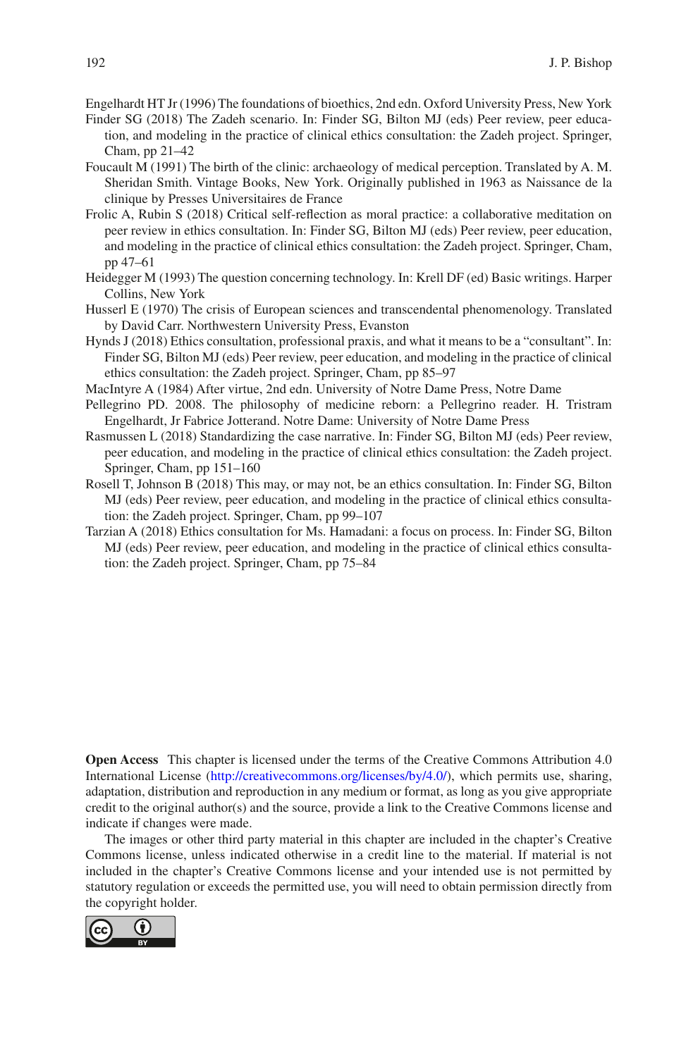Engelhardt HT Jr (1996) The foundations of bioethics, 2nd edn. Oxford University Press, New York

Finder SG (2018) The Zadeh scenario. In: Finder SG, Bilton MJ (eds) Peer review, peer education, and modeling in the practice of clinical ethics consultation: the Zadeh project. Springer, Cham, pp 21–42

Foucault M (1991) The birth of the clinic: archaeology of medical perception. Translated by A. M. Sheridan Smith. Vintage Books, New York. Originally published in 1963 as Naissance de la clinique by Presses Universitaires de France

Frolic A, Rubin S (2018) Critical self-reflection as moral practice: a collaborative meditation on peer review in ethics consultation. In: Finder SG, Bilton MJ (eds) Peer review, peer education, and modeling in the practice of clinical ethics consultation: the Zadeh project. Springer, Cham, pp 47–61

Heidegger M (1993) The question concerning technology. In: Krell DF (ed) Basic writings. Harper Collins, New York

Husserl E (1970) The crisis of European sciences and transcendental phenomenology. Translated by David Carr. Northwestern University Press, Evanston

Hynds J (2018) Ethics consultation, professional praxis, and what it means to be a "consultant". In: Finder SG, Bilton MJ (eds) Peer review, peer education, and modeling in the practice of clinical ethics consultation: the Zadeh project. Springer, Cham, pp 85–97

MacIntyre A (1984) After virtue, 2nd edn. University of Notre Dame Press, Notre Dame

Pellegrino PD. 2008. The philosophy of medicine reborn: a Pellegrino reader. H. Tristram Engelhardt, Jr Fabrice Jotterand. Notre Dame: University of Notre Dame Press

Rasmussen L (2018) Standardizing the case narrative. In: Finder SG, Bilton MJ (eds) Peer review, peer education, and modeling in the practice of clinical ethics consultation: the Zadeh project. Springer, Cham, pp 151–160

Rosell T, Johnson B (2018) This may, or may not, be an ethics consultation. In: Finder SG, Bilton MJ (eds) Peer review, peer education, and modeling in the practice of clinical ethics consultation: the Zadeh project. Springer, Cham, pp 99–107

Tarzian A (2018) Ethics consultation for Ms. Hamadani: a focus on process. In: Finder SG, Bilton MJ (eds) Peer review, peer education, and modeling in the practice of clinical ethics consultation: the Zadeh project. Springer, Cham, pp 75–84

**Open Access** This chapter is licensed under the terms of the Creative Commons Attribution 4.0 International License (http://creativecommons.org/licenses/by/4.0/), which permits use, sharing, adaptation, distribution and reproduction in any medium or format, as long as you give appropriate credit to the original author(s) and the source, provide a link to the Creative Commons license and indicate if changes were made.

The images or other third party material in this chapter are included in the chapter's Creative Commons license, unless indicated otherwise in a credit line to the material. If material is not included in the chapter's Creative Commons license and your intended use is not permitted by statutory regulation or exceeds the permitted use, you will need to obtain permission directly from the copyright holder.